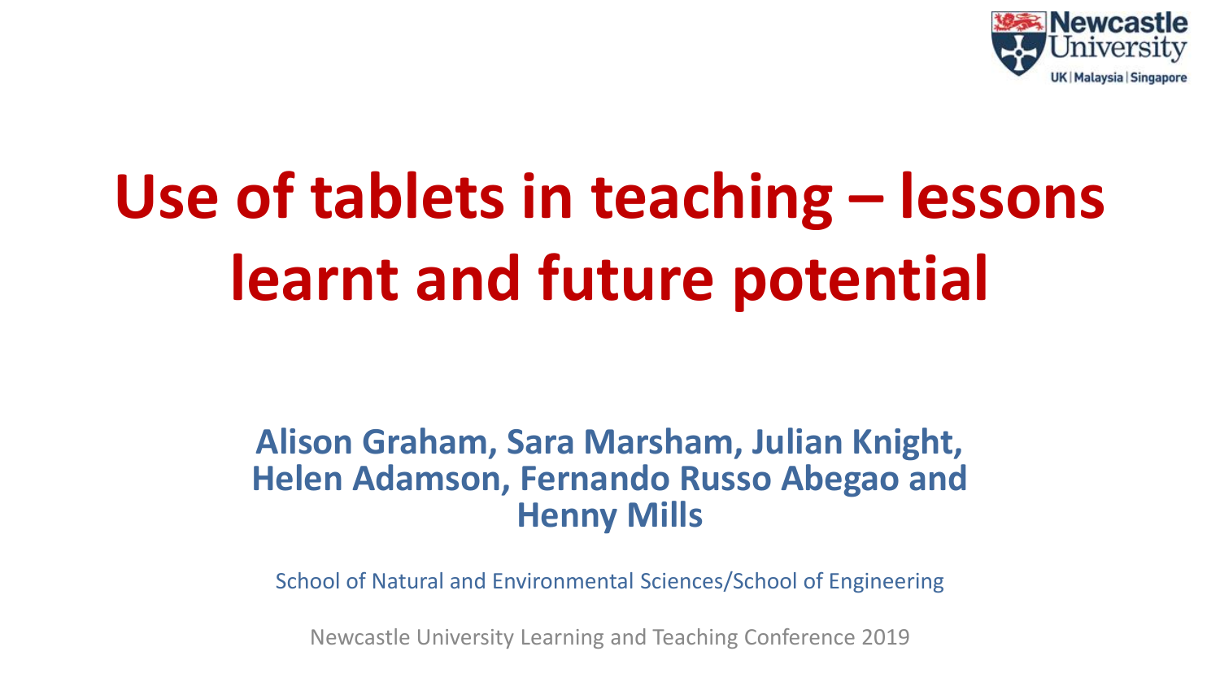# Use of tables in teaching – lessons learnt and future potential

**Alison Graham, Sara Marsham, Julian Knight, Helen Adamson, Fernando Russo Abegao and Henny Mills**

School of Natural and Environmental Sciences/School of Engineering

Newcastle University Learning and Teaching Conference 2019

# Use of tablets in teaching – lessons learnt and future potential

**Alison Graham, Sara Marsham, Julian Knight, Helen Adamson, Fernando Russo Abegao and Henny Mills**

School of Natural and Environmental Sciences/School of Engineering

Newcastle University Learning and Teaching Conference 2019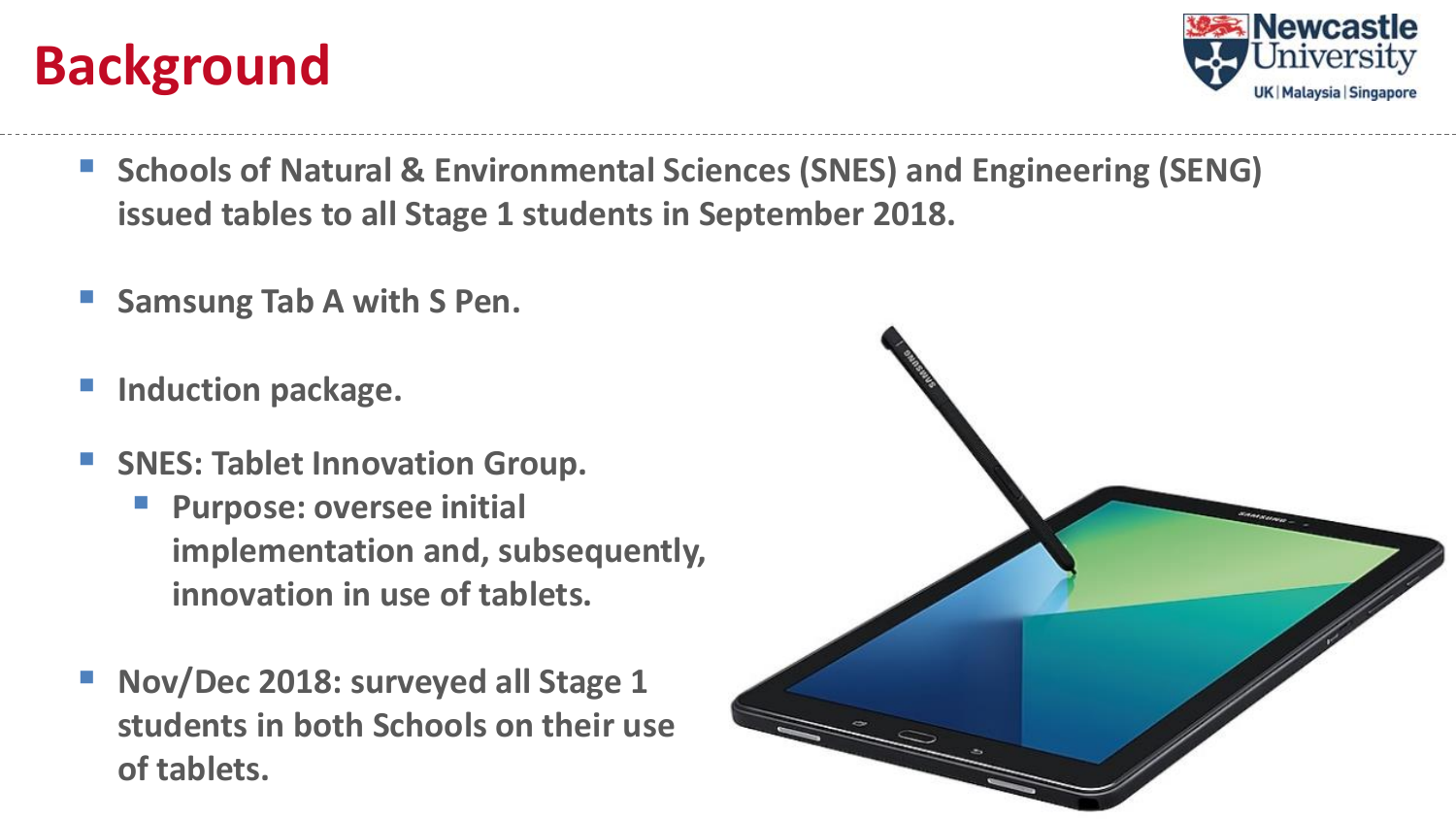# Background

- Schools of Natural & Environmental Sciences (SNES) and Engineering (SENG) issued tables to all Stage 1 students in September 2018.
- Samsung Tab A with S Pen.
- Induction package.
- SNES: Tablet Innovation Group.
  - Purpose: oversee initial implementation and, subsequently, innovation in use of tablets.
- Nov/Dec 2018: surveyed all Stage 1 students in both Schools on their use of tablets.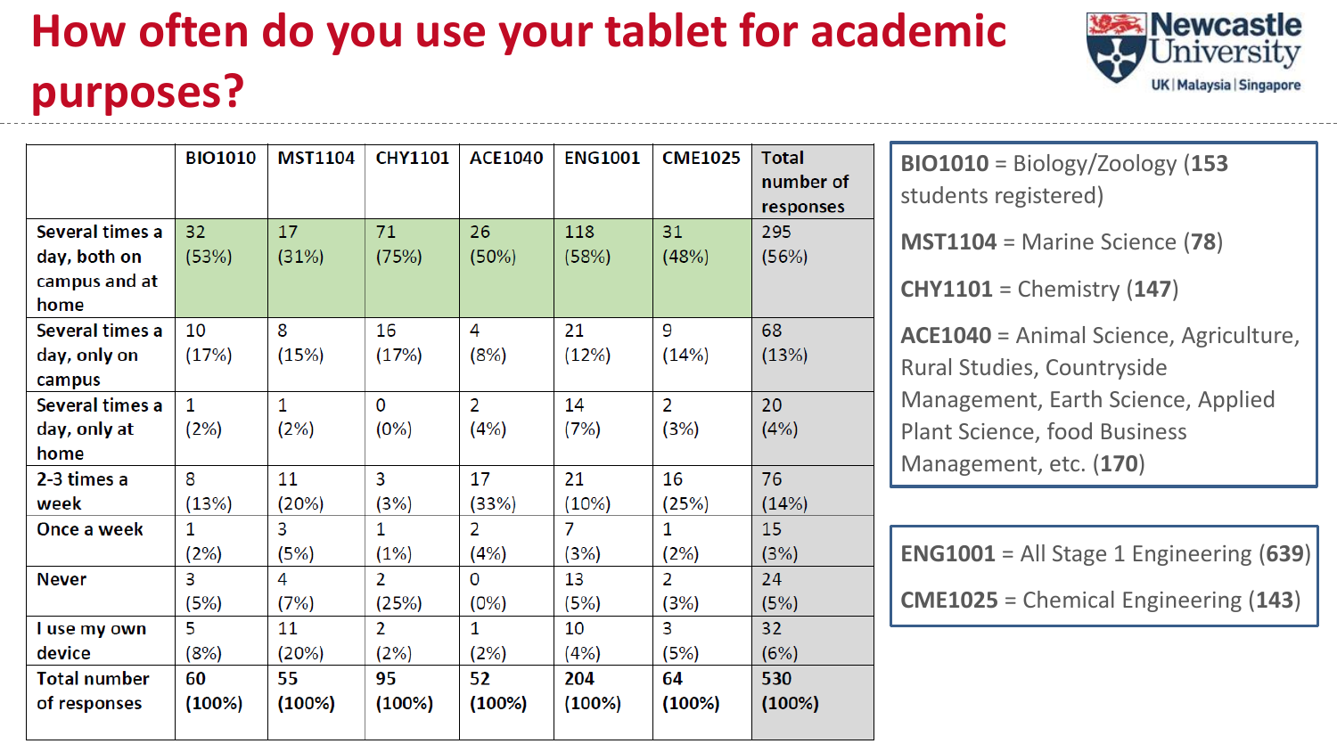# How often do you use your tablet for academic purposes?

| | BIO1010 | MST1104 | CHY1101 | ACE1040 | ENG1001 | CME1025 | Total number of responses |
|---|---|---|---|---|---|---|---|
| Several times a day, both on campus and at home | 32 (53%) | 17 (31%) | 71 (75%) | 26 (50%) | 118 (58%) | 31 (48%) | 295 (56%) |
| Several times a day, only on campus | 10 (17%) | 8 (15%) | 16 (17%) | 4 (8%) | 21 (12%) | 9 (14%) | 68 (13%) |
| Several times a day, only at home | 1 (2%) | 1 (2%) | 0 (0%) | 2 (4%) | 14 (7%) | 2 (3%) | 20 (4%) |
| 2-3 times a week | 8 (13%) | 11 (20%) | 3 (3%) | 17 (33%) | 21 (10%) | 16 (25%) | 76 (14%) |
| Once a week | 1 (2%) | 3 (5%) | 1 (1%) | 2 (4%) | 7 (3%) | 1 (2%) | 15 (3%) |
| Never | 3 (5%) | 4 (7%) | 2 (25%) | 0 (0%) | 13 (5%) | 2 (3%) | 24 (5%) |
| I use my own device | 5 (8%) | 11 (20%) | 2 (2%) | 1 (2%) | 10 (4%) | 3 (5%) | 32 (6%) |
| **Total number of responses** | **60 (100%)** | **55 (100%)** | **95 (100%)** | **52 (100%)** | **204 (100%)** | **64 (100%)** | **530 (100%)** |

**BIO1010** = Biology/Zoology (**153** students registered)

**MST1104** = Marine Science (**78**)

**CHY1101** = Chemistry (**147**)

**ACE1040** = Animal Science, Agriculture, Rural Studies, Countryside Management, Earth Science, Applied Plant Science, food Business Management, etc. (**170**)

**ENG1001** = All Stage 1 Engineering (**639**)

**CME1025** = Chemical Engineering (**143**)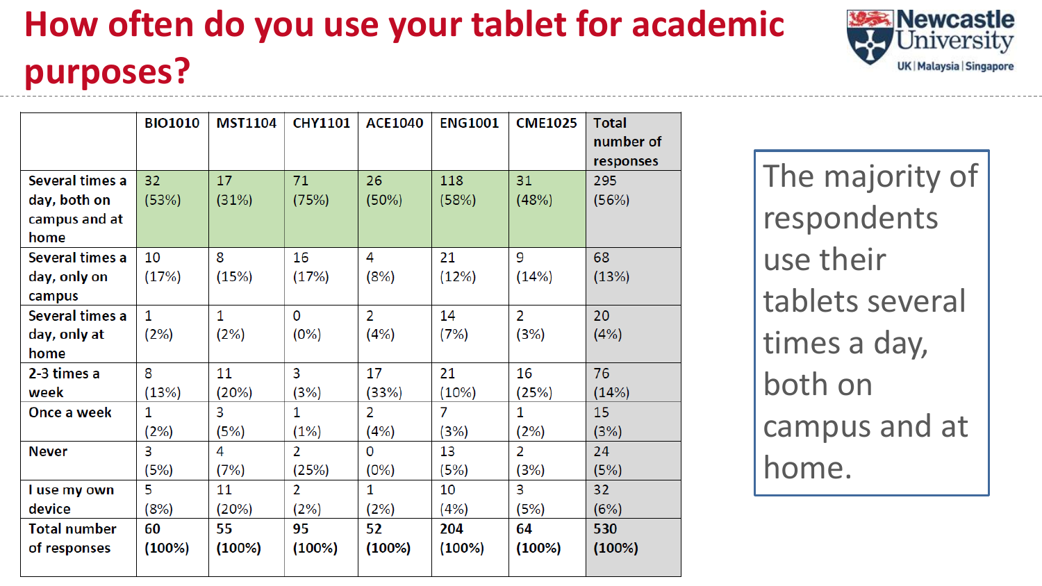# How often do you use your tablet for academic purposes?

| | BIO1010 | MST1104 | CHY1101 | ACE1040 | ENG1001 | CME1025 | Total number of responses |
|---|---|---|---|---|---|---|---|
| Several times a day, both on campus and at home | 32 (53%) | 17 (31%) | 71 (75%) | 26 (50%) | 118 (58%) | 31 (48%) | 295 (56%) |
| Several times a day, only on campus | 10 (17%) | 8 (15%) | 16 (17%) | 4 (8%) | 21 (12%) | 9 (14%) | 68 (13%) |
| Several times a day, only at home | 1 (2%) | 1 (2%) | 0 (0%) | 2 (4%) | 14 (7%) | 2 (3%) | 20 (4%) |
| 2-3 times a week | 8 (13%) | 11 (20%) | 3 (3%) | 17 (33%) | 21 (10%) | 16 (25%) | 76 (14%) |
| Once a week | 1 (2%) | 3 (5%) | 1 (1%) | 2 (4%) | 7 (3%) | 1 (2%) | 15 (3%) |
| Never | 3 (5%) | 4 (7%) | 2 (25%) | 0 (0%) | 13 (5%) | 2 (3%) | 24 (5%) |
| I use my own device | 5 (8%) | 11 (20%) | 2 (2%) | 1 (2%) | 10 (4%) | 3 (5%) | 32 (6%) |
| **Total number of responses** | **60 (100%)** | **55 (100%)** | **95 (100%)** | **52 (100%)** | **204 (100%)** | **64 (100%)** | **530 (100%)** |

The majority of respondents use their tablets several times a day, both on campus and at home.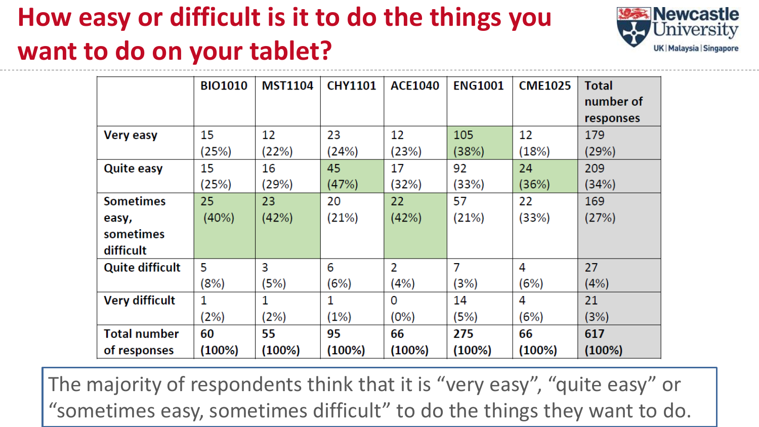# How easy or difficult is it to do the things you want to do on your tablet?

| | BIO1010 | MST1104 | CHY1101 | ACE1040 | ENG1001 | CME1025 | Total number of responses |
|---|---|---|---|---|---|---|---|
| **Very easy** | 15 (25%) | 12 (22%) | 23 (24%) | 12 (23%) | 105 (38%) | 12 (18%) | 179 (29%) |
| **Quite easy** | 15 (25%) | 16 (29%) | 45 (47%) | 17 (32%) | 92 (33%) | 24 (36%) | 209 (34%) |
| **Sometimes easy, sometimes difficult** | 25 (40%) | 23 (42%) | 20 (21%) | 22 (42%) | 57 (21%) | 22 (33%) | 169 (27%) |
| **Quite difficult** | 5 (8%) | 3 (5%) | 6 (6%) | 2 (4%) | 7 (3%) | 4 (6%) | 27 (4%) |
| **Very difficult** | 1 (2%) | 1 (2%) | 1 (1%) | 0 (0%) | 14 (5%) | 4 (6%) | 21 (3%) |
| **Total number of responses** | **60 (100%)** | **55 (100%)** | **95 (100%)** | **66 (100%)** | **275 (100%)** | **66 (100%)** | **617 (100%)** |

The majority of respondents think that it is “very easy”, “quite easy” or “sometimes easy, sometimes difficult” to do the things they want to do.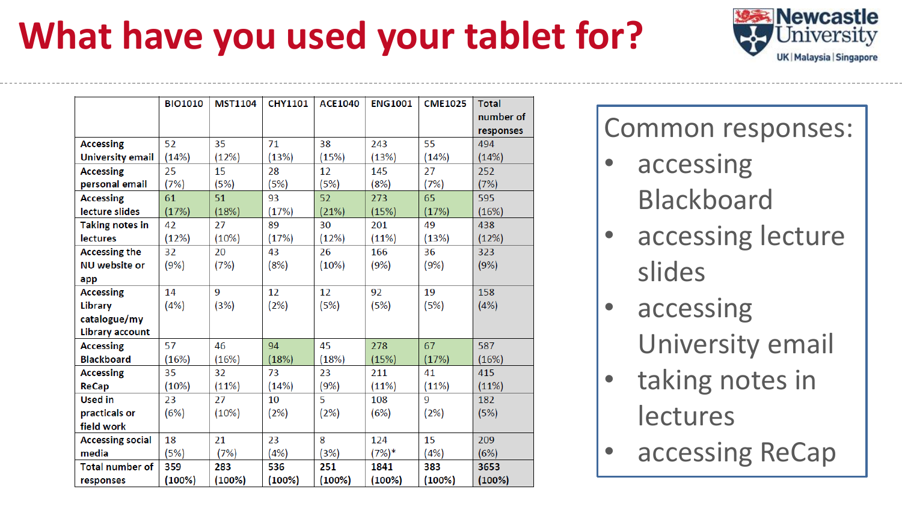# What have you used your tablet for?

| | BIO1010 | MST1104 | CHY1101 | ACE1040 | ENG1001 | CME1025 | Total number of responses |
|---|---|---|---|---|---|---|---|
| Accessing University email | 52 (14%) | 35 (12%) | 71 (13%) | 38 (15%) | 243 (13%) | 55 (14%) | 494 (14%) |
| Accessing personal email | 25 (7%) | 15 (5%) | 28 (5%) | 12 (5%) | 145 (8%) | 27 (7%) | 252 (7%) |
| Accessing lecture slides | 61 (17%) | 51 (18%) | 93 (17%) | 52 (21%) | 273 (15%) | 65 (17%) | 595 (16%) |
| Taking notes in lectures | 42 (12%) | 27 (10%) | 89 (17%) | 30 (12%) | 201 (11%) | 49 (13%) | 438 (12%) |
| Accessing the NU website or app | 32 (9%) | 20 (7%) | 43 (8%) | 26 (10%) | 166 (9%) | 36 (9%) | 323 (9%) |
| Accessing Library catalogue/my Library account | 14 (4%) | 9 (3%) | 12 (2%) | 12 (5%) | 92 (5%) | 19 (5%) | 158 (4%) |
| Accessing Blackboard | 57 (16%) | 46 (16%) | 94 (18%) | 45 (18%) | 278 (15%) | 67 (17%) | 587 (16%) |
| Accessing ReCap | 35 (10%) | 32 (11%) | 73 (14%) | 23 (9%) | 211 (11%) | 41 (11%) | 415 (11%) |
| Used in practicals or field work | 23 (6%) | 27 (10%) | 10 (2%) | 5 (2%) | 108 (6%) | 9 (2%) | 182 (5%) |
| Accessing social media | 18 (5%) | 21 (7%) | 23 (4%) | 8 (3%) | 124 (7%)* | 15 (4%) | 209 (6%) |
| **Total number of responses** | **359 (100%)** | **283 (100%)** | **536 (100%)** | **251 (100%)** | **1841 (100%)** | **383 (100%)** | **3653 (100%)** |

Common responses:

- accessing Blackboard
- accessing lecture slides
- accessing University email
- taking notes in lectures
- accessing ReCap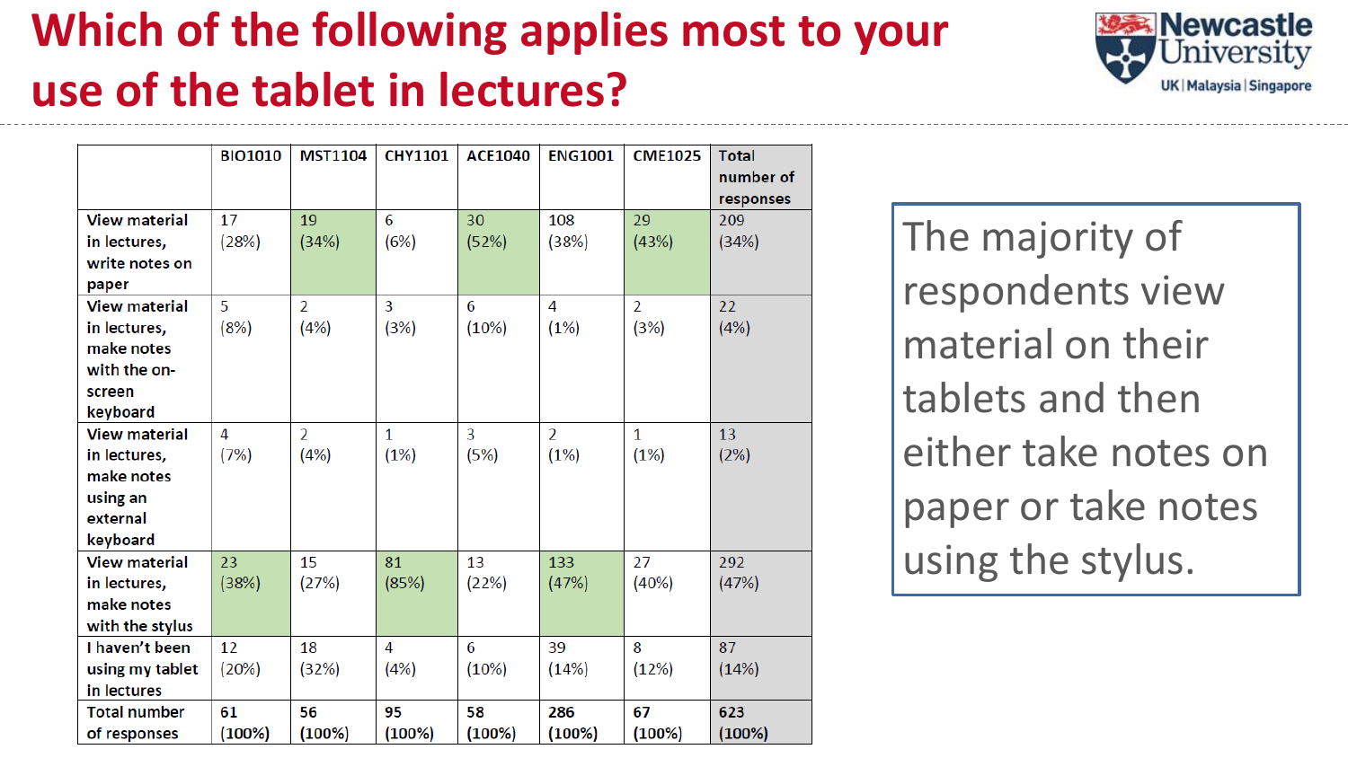# Which of the following applies most to your use of the tablet in lectures?

| | BIO1010 | MST1104 | CHY1101 | ACE1040 | ENG1001 | CME1025 | Total number of responses |
|---|---|---|---|---|---|---|---|
| View material in lectures, write notes on paper | 17 (28%) | 19 (34%) | 6 (6%) | 30 (52%) | 108 (38%) | 29 (43%) | 209 (34%) |
| View material in lectures, make notes with the on-screen keyboard | 5 (8%) | 2 (4%) | 3 (3%) | 6 (10%) | 4 (1%) | 2 (3%) | 22 (4%) |
| View material in lectures, make notes using an external keyboard | 4 (7%) | 2 (4%) | 1 (1%) | 3 (5%) | 2 (1%) | 1 (1%) | 13 (2%) |
| View material in lectures, make notes with the stylus | 23 (38%) | 15 (27%) | 81 (85%) | 13 (22%) | 133 (47%) | 27 (40%) | 292 (47%) |
| I haven't been using my tablet in lectures | 12 (20%) | 18 (32%) | 4 (4%) | 6 (10%) | 39 (14%) | 8 (12%) | 87 (14%) |
| **Total number of responses** | **61 (100%)** | **56 (100%)** | **95 (100%)** | **58 (100%)** | **286 (100%)** | **67 (100%)** | **623 (100%)** |

The majority of respondents view material on their tablets and then either take notes on paper or take notes using the stylus.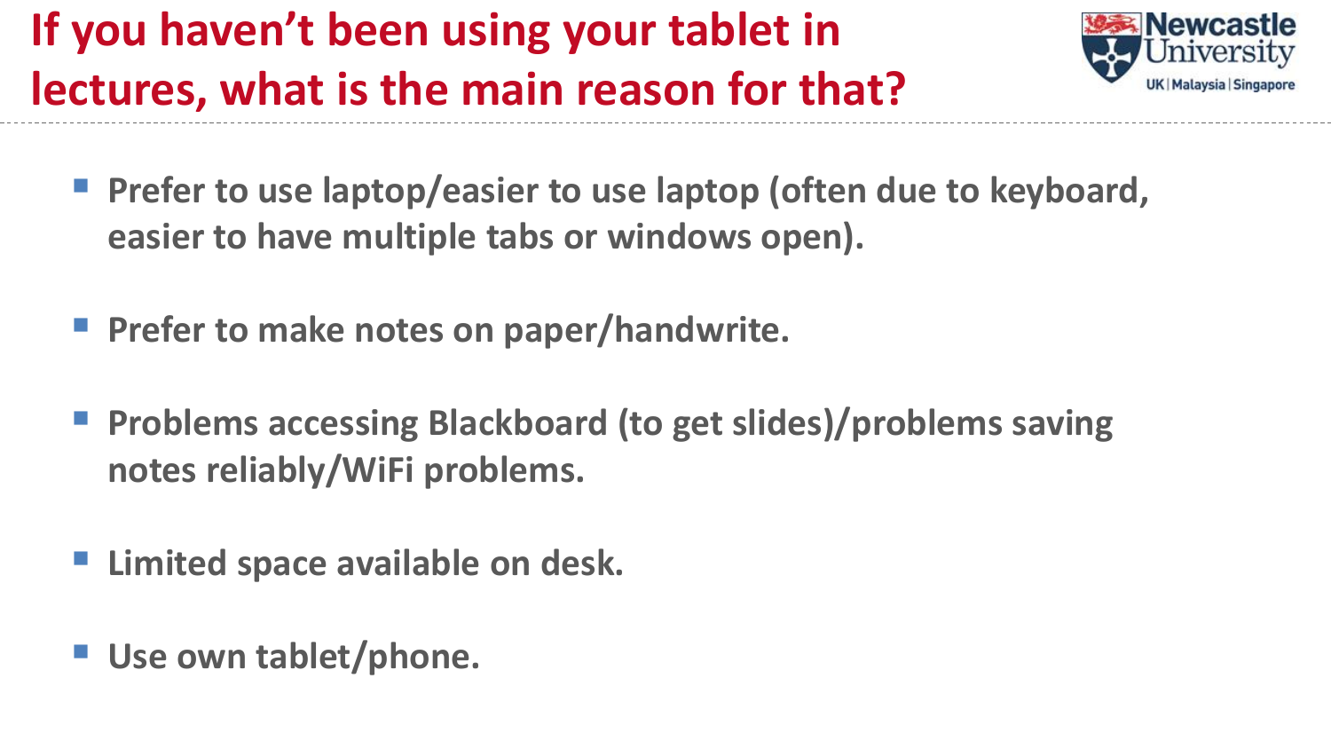# If you haven't been using your tablet in lectures, what is the main reason for that?

- **Prefer to use laptop/easier to use laptop (often due to keyboard, easier to have multiple tabs or windows open).**
- **Prefer to make notes on paper/handwrite.**
- **Problems accessing Blackboard (to get slides)/problems saving notes reliably/WiFi problems.**
- **Limited space available on desk.**
- **Use own tablet/phone.**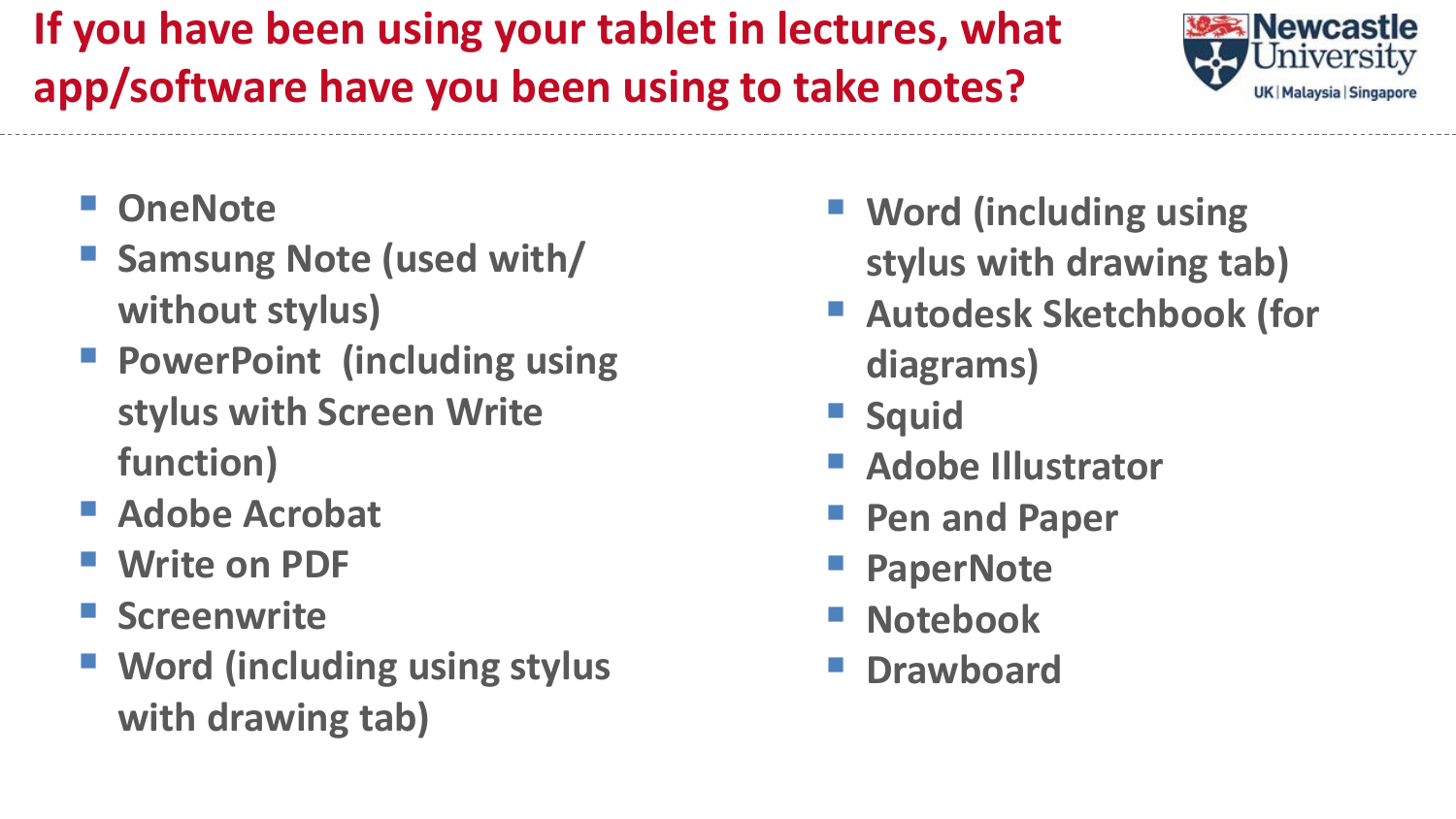# If you have been using your tablet in lectures, what app/software have you been using to take notes?

- OneNote
- Samsung Note (used with/ without stylus)
- PowerPoint (including using stylus with Screen Write function)
- Adobe Acrobat
- Write on PDF
- Screenwrite
- Word (including using stylus with drawing tab)
- Word (including using stylus with drawing tab)
- Autodesk Sketchbook (for diagrams)
- Squid
- Adobe Illustrator
- Pen and Paper
- PaperNote
- Notebook
- Drawboard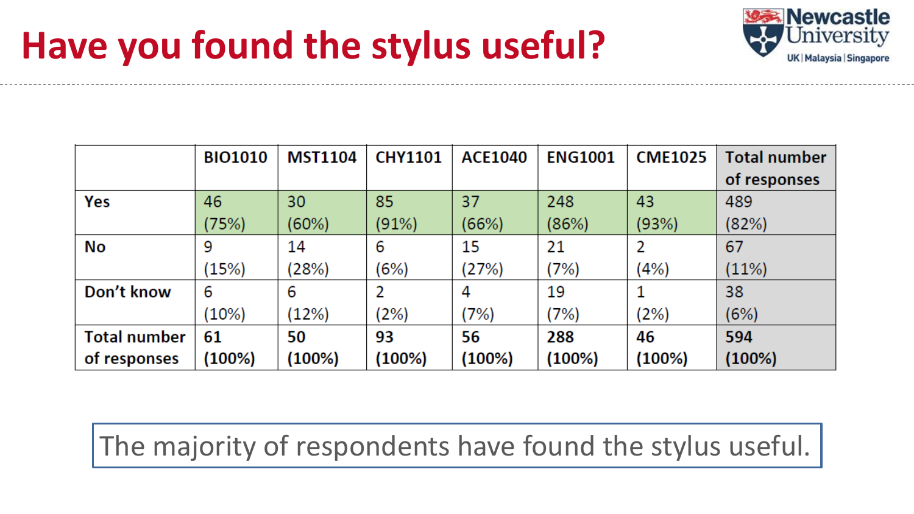# Have you found the stylus useful?

| | BIO1010 | MST1104 | CHY1101 | ACE1040 | ENG1001 | CME1025 | Total number of responses |
|---|---|---|---|---|---|---|---|
| **Yes** | 46 (75%) | 30 (60%) | 85 (91%) | 37 (66%) | 248 (86%) | 43 (93%) | 489 (82%) |
| **No** | 9 (15%) | 14 (28%) | 6 (6%) | 15 (27%) | 21 (7%) | 2 (4%) | 67 (11%) |
| **Don't know** | 6 (10%) | 6 (12%) | 2 (2%) | 4 (7%) | 19 (7%) | 1 (2%) | 38 (6%) |
| **Total number of responses** | **61 (100%)** | **50 (100%)** | **93 (100%)** | **56 (100%)** | **288 (100%)** | **46 (100%)** | **594 (100%)** |

The majority of respondents have found the stylus useful.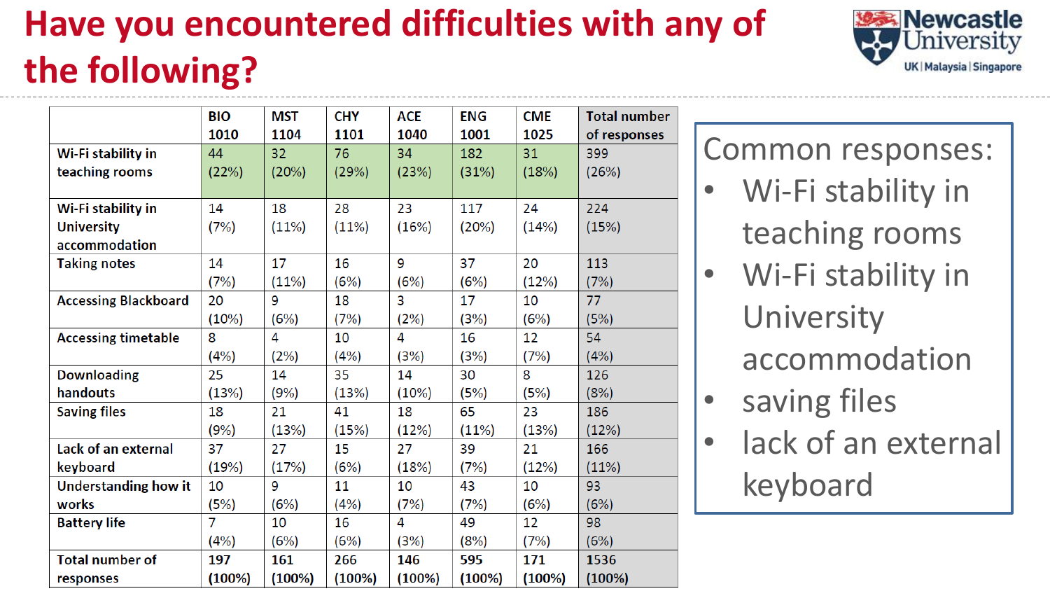# Have you encountered difficulties with any of the following?

| | BIO 1010 | MST 1104 | CHY 1101 | ACE 1040 | ENG 1001 | CME 1025 | Total number of responses |
|---|---|---|---|---|---|---|---|
| Wi-Fi stability in teaching rooms | 44 (22%) | 32 (20%) | 76 (29%) | 34 (23%) | 182 (31%) | 31 (18%) | 399 (26%) |
| Wi-Fi stability in University accommodation | 14 (7%) | 18 (11%) | 28 (11%) | 23 (16%) | 117 (20%) | 24 (14%) | 224 (15%) |
| Taking notes | 14 (7%) | 17 (11%) | 16 (6%) | 9 (6%) | 37 (6%) | 20 (12%) | 113 (7%) |
| Accessing Blackboard | 20 (10%) | 9 (6%) | 18 (7%) | 3 (2%) | 17 (3%) | 10 (6%) | 77 (5%) |
| Accessing timetable | 8 (4%) | 4 (2%) | 10 (4%) | 4 (3%) | 16 (3%) | 12 (7%) | 54 (4%) |
| Downloading handouts | 25 (13%) | 14 (9%) | 35 (13%) | 14 (10%) | 30 (5%) | 8 (5%) | 126 (8%) |
| Saving files | 18 (9%) | 21 (13%) | 41 (15%) | 18 (12%) | 65 (11%) | 23 (13%) | 186 (12%) |
| Lack of an external keyboard | 37 (19%) | 27 (17%) | 15 (6%) | 27 (18%) | 39 (7%) | 21 (12%) | 166 (11%) |
| Understanding how it works | 10 (5%) | 9 (6%) | 11 (4%) | 10 (7%) | 43 (7%) | 10 (6%) | 93 (6%) |
| Battery life | 7 (4%) | 10 (6%) | 16 (6%) | 4 (3%) | 49 (8%) | 12 (7%) | 98 (6%) |
| Total number of responses | 197 (100%) | 161 (100%) | 266 (100%) | 146 (100%) | 595 (100%) | 171 (100%) | 1536 (100%) |

Common responses:

- Wi-Fi stability in teaching rooms
- Wi-Fi stability in University accommodation
- saving files
- lack of an external keyboard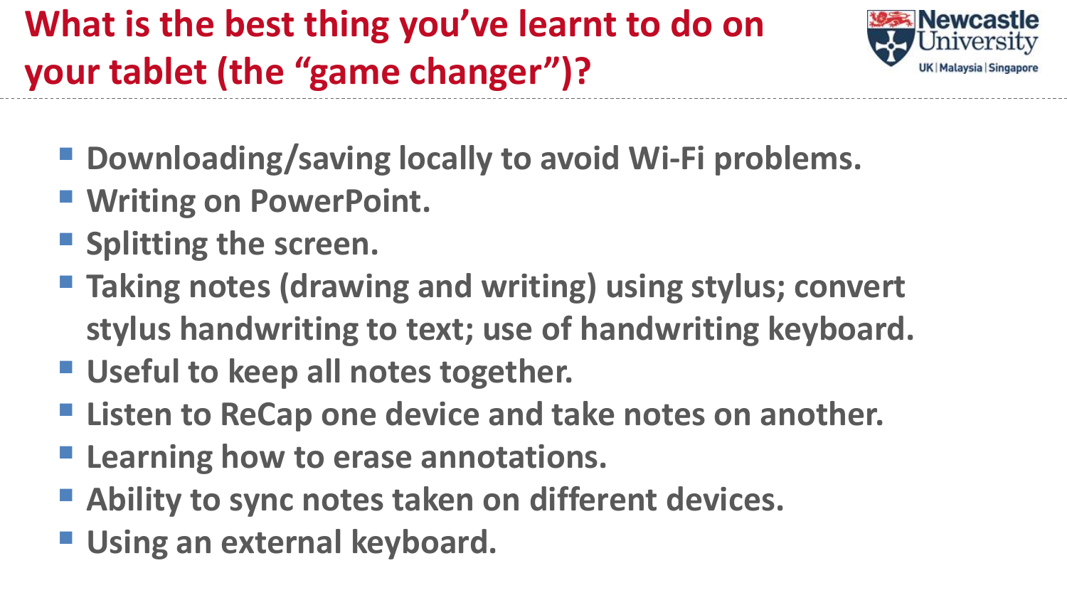# What is the best thing you've learnt to do on your tablet (the "game changer")?

- Downloading/saving locally to avoid Wi-Fi problems.
- Writing on PowerPoint.
- Splitting the screen.
- Taking notes (drawing and writing) using stylus; convert stylus handwriting to text; use of handwriting keyboard.
- Useful to keep all notes together.
- Listen to ReCap one device and take notes on another.
- Learning how to erase annotations.
- Ability to sync notes taken on different devices.
- Using an external keyboard.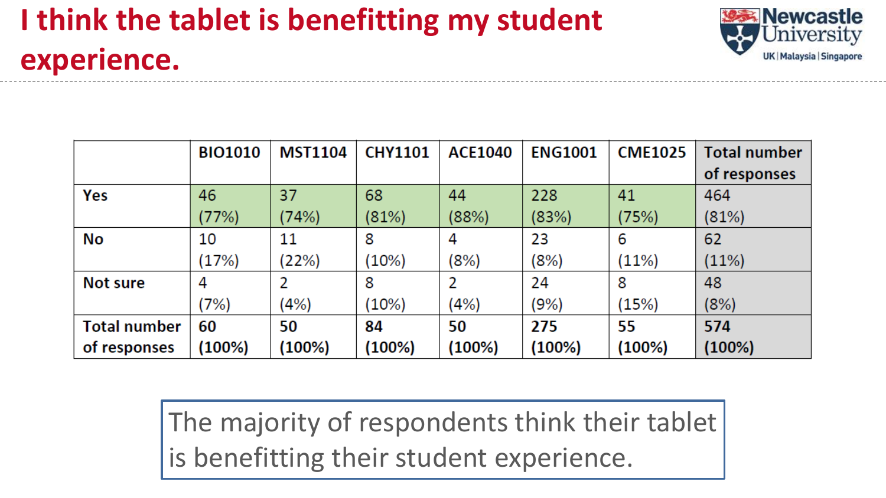# I think the tablet is benefitting my student experience.

| | BIO1010 | MST1104 | CHY1101 | ACE1040 | ENG1001 | CME1025 | Total number of responses |
|---|---|---|---|---|---|---|---|
| Yes | 46 (77%) | 37 (74%) | 68 (81%) | 44 (88%) | 228 (83%) | 41 (75%) | 464 (81%) |
| No | 10 (17%) | 11 (22%) | 8 (10%) | 4 (8%) | 23 (8%) | 6 (11%) | 62 (11%) |
| Not sure | 4 (7%) | 2 (4%) | 8 (10%) | 2 (4%) | 24 (9%) | 8 (15%) | 48 (8%) |
| **Total number of responses** | **60 (100%)** | **50 (100%)** | **84 (100%)** | **50 (100%)** | **275 (100%)** | **55 (100%)** | **574 (100%)** |

The majority of respondents think their tablet is benefitting their student experience.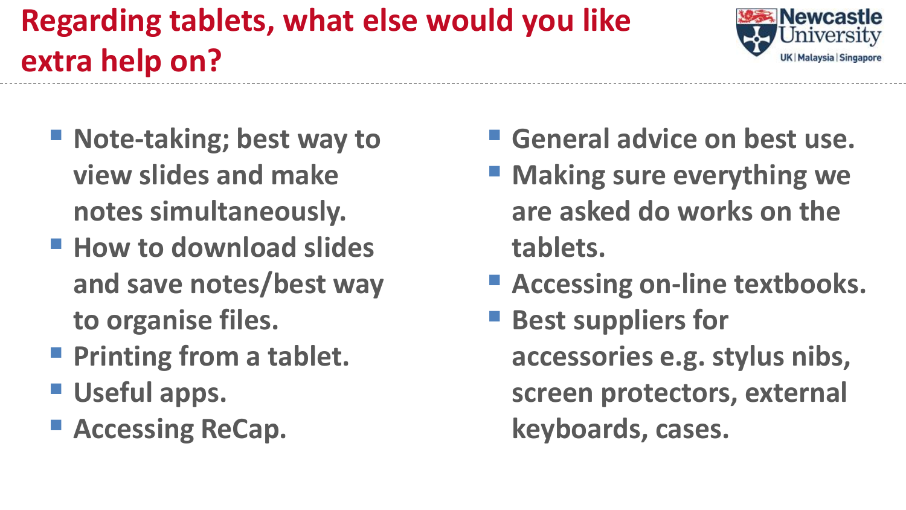# Regarding tablets, what else would you like extra help on?

- Note-taking; best way to view slides and make notes simultaneously.
- How to download slides and save notes/best way to organise files.
- Printing from a tablet.
- Useful apps.
- Accessing ReCap.
- General advice on best use.
- Making sure everything we are asked do works on the tablets.
- Accessing on-line textbooks.
- Best suppliers for accessories e.g. stylus nibs, screen protectors, external keyboards, cases.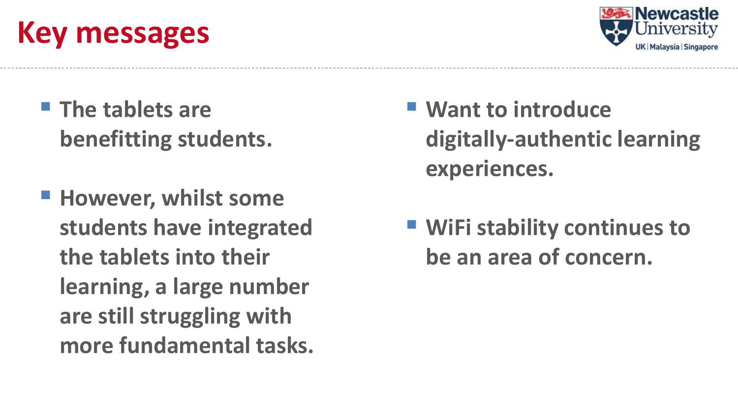# Key messages

- **The tablets are benefitting students.**
- **However, whilst some students have integrated the tablets into their learning, a large number are still struggling with more fundamental tasks.**
- **Want to introduce digitally-authentic learning experiences.**
- **WiFi stability continues to be an area of concern.**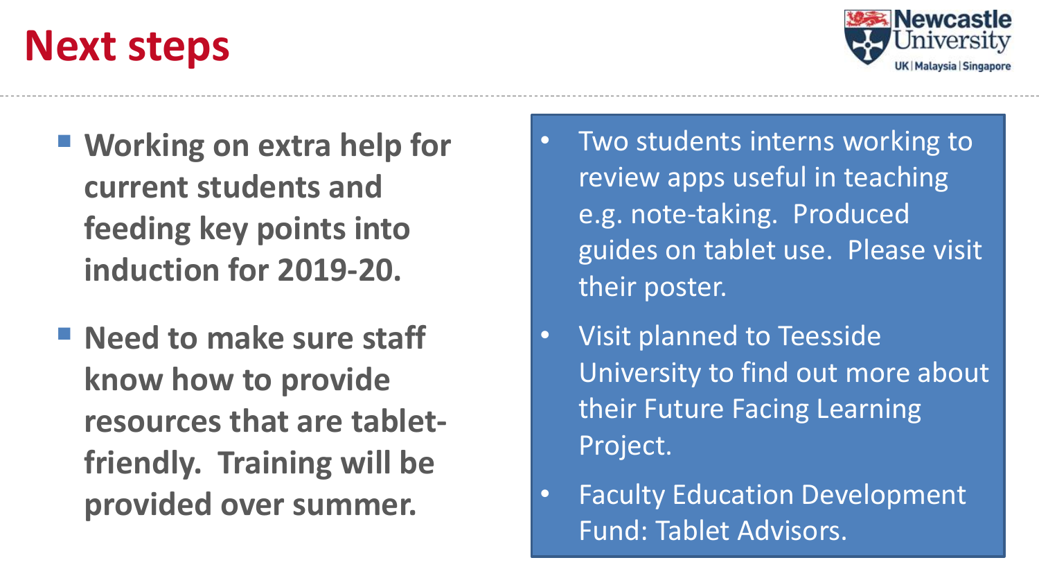# Next steps

- **Working on extra help for current students and feeding key points into induction for 2019-20.**
- **Need to make sure staff know how to provide resources that are tablet-friendly. Training will be provided over summer.**

- Two students interns working to review apps useful in teaching e.g. note-taking. Produced guides on tablet use. Please visit their poster.
- Visit planned to Teesside University to find out more about their Future Facing Learning Project.
- Faculty Education Development Fund: Tablet Advisors.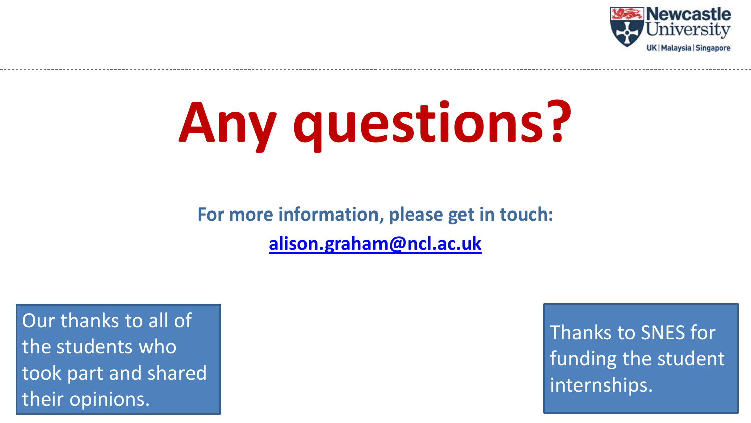# Any questions?

**For more information, please get in touch:**

**alison.graham@ncl.ac.uk**

Our thanks to all of the students who took part and shared their opinions.

Thanks to SNES for funding the student internships.